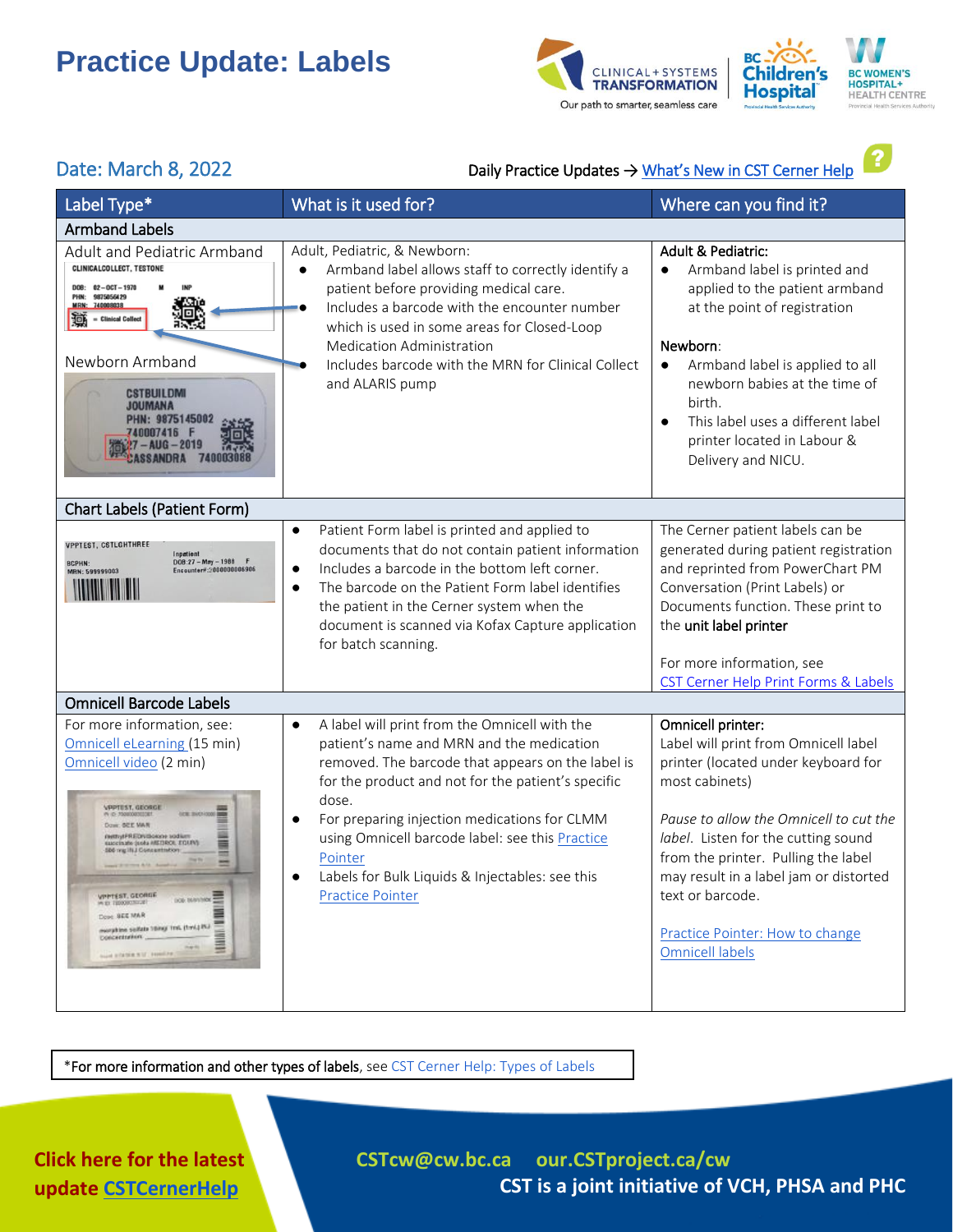# Practice Update: Labels

Date: March 8, 2022

Daily Practice Updates → What's New in CST Cerner Help

| Label Type* | What is it used for? | Where can you find it? |
|---|---|---|
| **Armband Labels** | | |
| Adult and Pediatric Armband<br><br>Newborn Armband | Adult, Pediatric, & Newborn:<br>• Armband label allows staff to correctly identify a patient before providing medical care.<br>• Includes a barcode with the encounter number which is used in some areas for Closed-Loop Medication Administration<br>• Includes barcode with the MRN for Clinical Collect and ALARIS pump | Adult & Pediatric:<br>• Armband label is printed and applied to the patient armband at the point of registration<br><br>Newborn:<br>• Armband label is applied to all newborn babies at the time of birth.<br>• This label uses a different label printer located in Labour & Delivery and NICU. |
| **Chart Labels (Patient Form)** | | |
| | • Patient Form label is printed and applied to documents that do not contain patient information<br>• Includes a barcode in the bottom left corner.<br>• The barcode on the Patient Form label identifies the patient in the Cerner system when the document is scanned via Kofax Capture application for batch scanning. | The Cerner patient labels can be generated during patient registration and reprinted from PowerChart PM Conversation (Print Labels) or Documents function. These print to the **unit label printer**<br><br>For more information, see CST Cerner Help Print Forms & Labels |
| **Omnicell Barcode Labels** | | |
| For more information, see:<br>Omnicell eLearning (15 min)<br>Omnicell video (2 min) | • A label will print from the Omnicell with the patient's name and MRN and the medication removed. The barcode that appears on the label is for the product and not for the patient's specific dose.<br>• For preparing injection medications for CLMM using Omnicell barcode label: see this Practice Pointer<br>• Labels for Bulk Liquids & Injectables: see this Practice Pointer | **Omnicell printer:**<br>Label will print from Omnicell label printer (located under keyboard for most cabinets)<br><br>*Pause to allow the Omnicell to cut the label.* Listen for the cutting sound from the printer. Pulling the label may result in a label jam or distorted text or barcode.<br><br>Practice Pointer: How to change Omnicell labels |

*For more information and other types of labels, see CST Cerner Help: Types of Labels

**Click here for the latest update CSTCernerHelp**

**CSTcw@cw.bc.ca our.CSTproject.ca/cw**

**CST is a joint initiative of VCH, PHSA and PHC**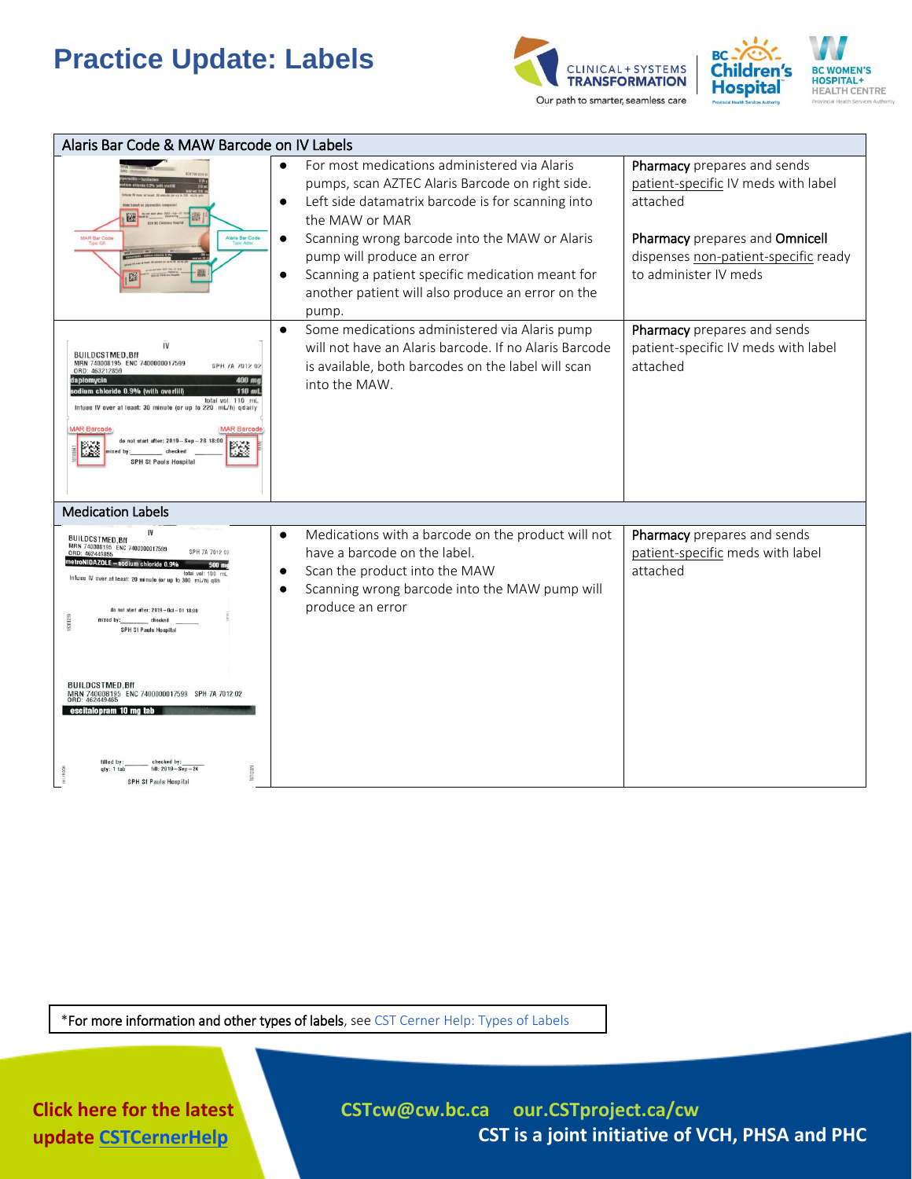# Practice Update: Labels

| Alaris Bar Code & MAW Barcode on IV Labels | | |
|---|---|---|
| | • For most medications administered via Alaris pumps, scan AZTEC Alaris Barcode on right side.<br>• Left side datamatrix barcode is for scanning into the MAW or MAR<br>• Scanning wrong barcode into the MAW or Alaris pump will produce an error<br>• Scanning a patient specific medication meant for another patient will also produce an error on the pump. | **Pharmacy** prepares and sends patient-specific IV meds with label attached<br><br>**Pharmacy** prepares and **Omnicell** dispenses non-patient-specific ready to administer IV meds |
| | • Some medications administered via Alaris pump will not have an Alaris barcode. If no Alaris Barcode is available, both barcodes on the label will scan into the MAW. | **Pharmacy** prepares and sends patient-specific IV meds with label attached |
| **Medication Labels** | | |
| | • Medications with a barcode on the product will not have a barcode on the label.<br>• Scan the product into the MAW<br>• Scanning wrong barcode into the MAW pump will produce an error | **Pharmacy** prepares and sends patient-specific meds with label attached |

*For more information and other types of labels, see CST Cerner Help: Types of Labels

Click here for the latest update CSTCernerHelp

CSTcw@cw.bc.ca our.CSTproject.ca/cw

CST is a joint initiative of VCH, PHSA and PHC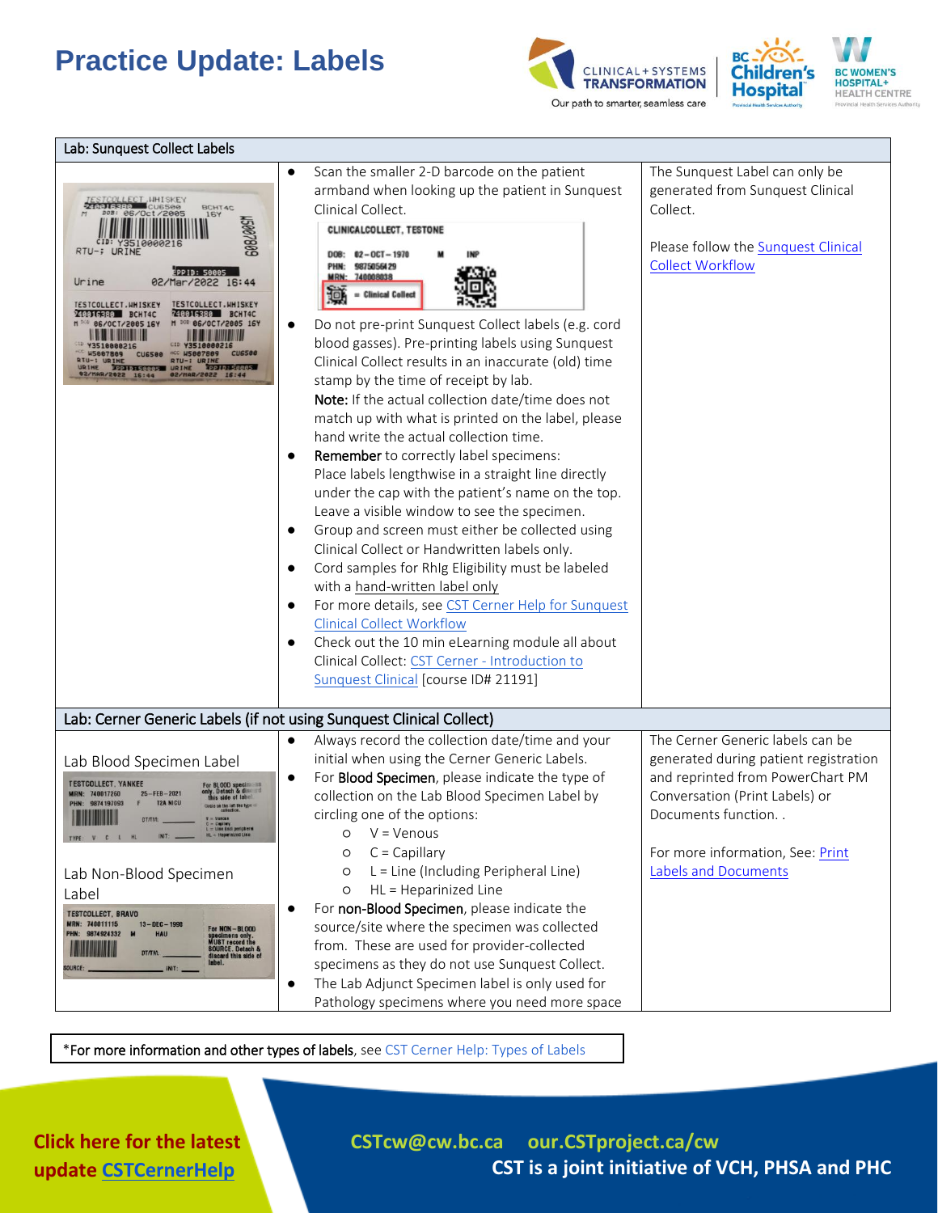# Practice Update: Labels

| Lab: Sunquest Collect Labels | | |
|---|---|---|
| | • Scan the smaller 2-D barcode on the patient armband when looking up the patient in Sunquest Clinical Collect.<br>• Do not pre-print Sunquest Collect labels (e.g. cord blood gasses). Pre-printing labels using Sunquest Clinical Collect results in an inaccurate (old) time stamp by the time of receipt by lab.<br>**Note:** If the actual collection date/time does not match up with what is printed on the label, please hand write the actual collection time.<br>• **Remember** to correctly label specimens: Place labels lengthwise in a straight line directly under the cap with the patient's name on the top. Leave a visible window to see the specimen.<br>• Group and screen must either be collected using Clinical Collect or Handwritten labels only.<br>• Cord samples for RhIg Eligibility must be labeled with a hand-written label only<br>• For more details, see CST Cerner Help for Sunquest Clinical Collect Workflow<br>• Check out the 10 min eLearning module all about Clinical Collect: CST Cerner - Introduction to Sunquest Clinical [course ID# 21191] | The Sunquest Label can only be generated from Sunquest Clinical Collect.<br><br>Please follow the Sunquest Clinical Collect Workflow |
| **Lab: Cerner Generic Labels (if not using Sunquest Clinical Collect)** | | |
| Lab Blood Specimen Label<br><br>Lab Non-Blood Specimen Label | • Always record the collection date/time and your initial when using the Cerner Generic Labels.<br>• For **Blood Specimen**, please indicate the type of collection on the Lab Blood Specimen Label by circling one of the options:<br>  ○ V = Venous<br>  ○ C = Capillary<br>  ○ L = Line (Including Peripheral Line)<br>  ○ HL = Heparinized Line<br>• For **non-Blood Specimen**, please indicate the source/site where the specimen was collected from. These are used for provider-collected specimens as they do not use Sunquest Collect.<br>• The Lab Adjunct Specimen label is only used for Pathology specimens where you need more space | The Cerner Generic labels can be generated during patient registration and reprinted from PowerChart PM Conversation (Print Labels) or Documents function. .<br><br>For more information, See: Print Labels and Documents |

*For more information and other types of labels, see CST Cerner Help: Types of Labels

**Click here for the latest update CSTCernerHelp**

CSTcw@cw.bc.ca our.CSTproject.ca/cw

**CST is a joint initiative of VCH, PHSA and PHC**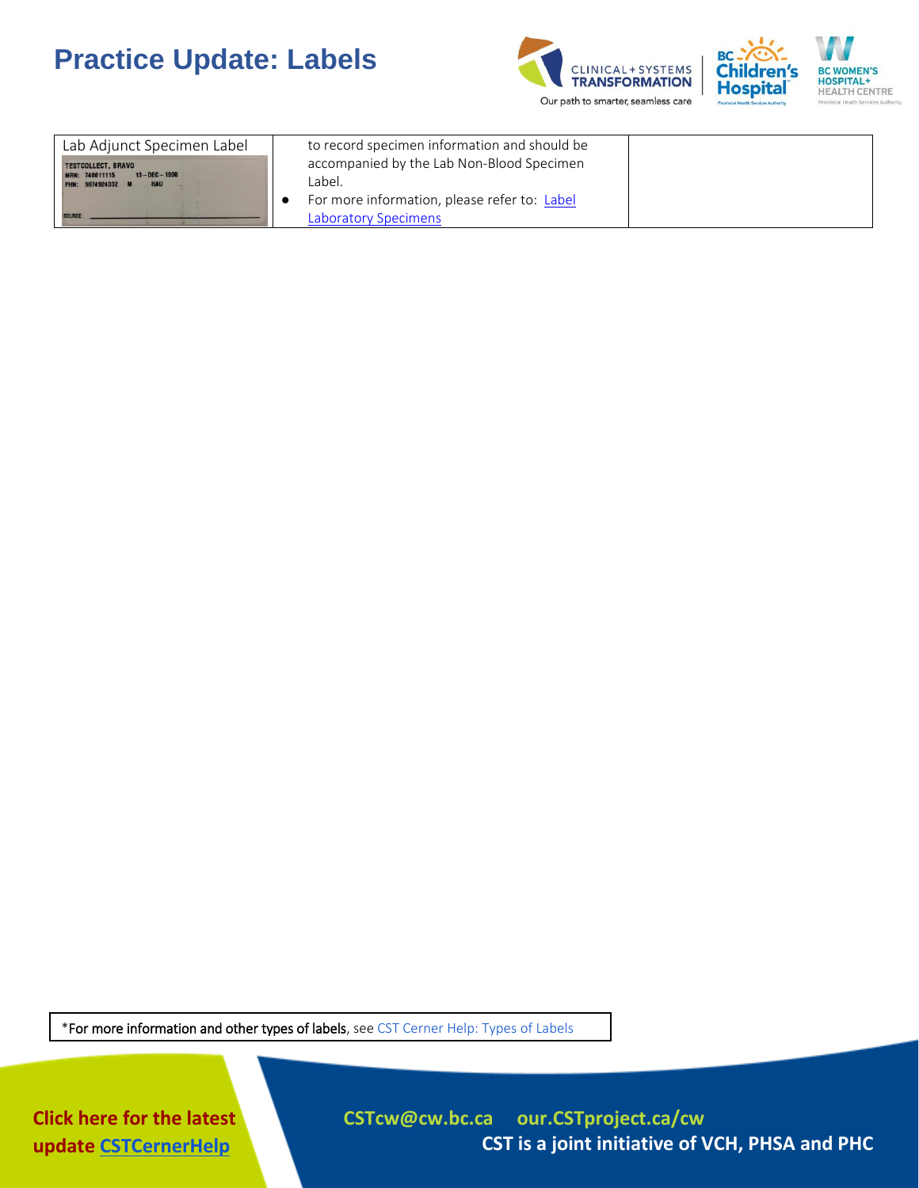| | | |
|---|---|---|
| Lab Adjunct Specimen Label<br>TESTCOLLECT, BRAVO<br>MRN: 740011115 13-DEC-1900<br>PHN: 9874924332 M HAU<br>SOURCE: ______ | to record specimen information and should be accompanied by the Lab Non-Blood Specimen Label.<br>• For more information, please refer to: Label Laboratory Specimens | |

*For more information and other types of labels, see CST Cerner Help: Types of Labels

**Click here for the latest update CSTCernerHelp**

**CSTcw@cw.bc.ca our.CSTproject.ca/cw**

**CST is a joint initiative of VCH, PHSA and PHC**